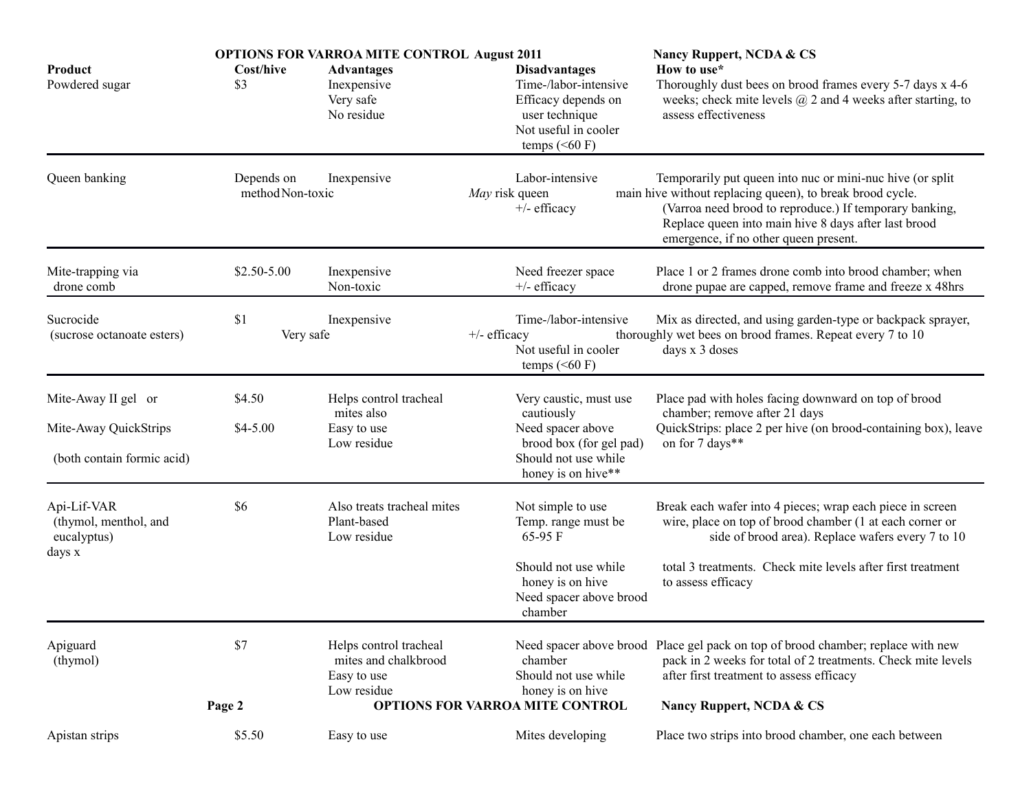**OPTIONS FOR VARROA MITE CONTROL August 2011** **Nancy Ruppert, NCDA & CS**

| Product | Cost/hive | Advantages | Disadvantages | How to use* |
|---|---|---|---|---|
| Powdered sugar | $3 | Inexpensive<br>Very safe<br>No residue | Time-/labor-intensive<br>Efficacy depends on user technique<br>Not useful in cooler temps (<60 F) | Thoroughly dust bees on brood frames every 5-7 days x 4-6 weeks; check mite levels @ 2 and 4 weeks after starting, to assess effectiveness |
| Queen banking | Depends on method | Inexpensive<br>Non-toxic | Labor-intensive<br>*May* risk queen<br>+/- efficacy | Temporarily put queen into nuc or mini-nuc hive (or split main hive without replacing queen), to break brood cycle. (Varroa need brood to reproduce.) If temporary banking, Replace queen into main hive 8 days after last brood emergence, if no other queen present. |
| Mite-trapping via drone comb | $2.50-5.00 | Inexpensive<br>Non-toxic | Need freezer space<br>+/- efficacy | Place 1 or 2 frames drone comb into brood chamber; when drone pupae are capped, remove frame and freeze x 48hrs |
| Sucrocide (sucrose octanoate esters) | $1 | Inexpensive<br>Very safe | Time-/labor-intensive<br>+/- efficacy<br>Not useful in cooler temps (<60 F) | Mix as directed, and using garden-type or backpack sprayer, thoroughly wet bees on brood frames. Repeat every 7 to 10 days x 3 doses |
| Mite-Away II gel or<br><br>Mite-Away QuickStrips<br><br>(both contain formic acid) | $4.50<br><br>$4-5.00 | Helps control tracheal mites also<br>Easy to use<br>Low residue | Very caustic, must use cautiously<br>Need spacer above brood box (for gel pad)<br>Should not use while honey is on hive** | Place pad with holes facing downward on top of brood chamber; remove after 21 days<br>QuickStrips: place 2 per hive (on brood-containing box), leave on for 7 days** |
| Api-Lif-VAR (thymol, menthol, and eucalyptus) | $6 | Also treats tracheal mites<br>Plant-based<br>Low residue | Not simple to use<br>Temp. range must be 65-95 F<br>Should not use while honey is on hive<br>Need spacer above brood chamber | Break each wafer into 4 pieces; wrap each piece in screen wire, place on top of brood chamber (1 at each corner or side of brood area). Replace wafers every 7 to 10 days x total 3 treatments. Check mite levels after first treatment to assess efficacy |
| Apiguard (thymol) | $7 | Helps control tracheal mites and chalkbrood<br>Easy to use<br>Low residue | Need spacer above brood chamber<br>Should not use while honey is on hive | Place gel pack on top of brood chamber; replace with new pack in 2 weeks for total of 2 treatments. Check mite levels after first treatment to assess efficacy |
| Apistan strips | $5.50 | Easy to use | Mites developing | Place two strips into brood chamber, one each between |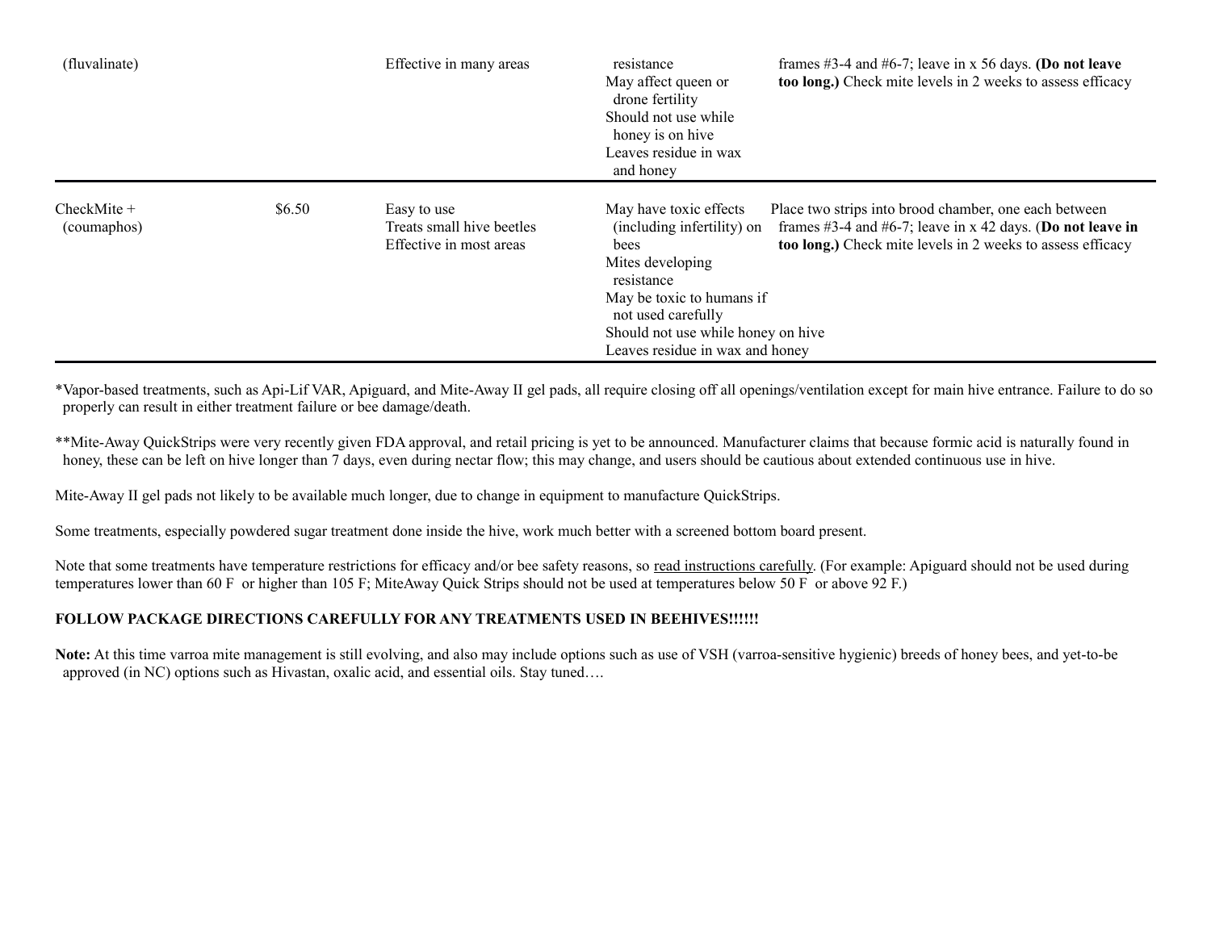| | | | | |
|---|---|---|---|---|
| (fluvalinate) | | Effective in many areas | resistance<br>May affect queen or drone fertility<br>Should not use while honey is on hive<br>Leaves residue in wax and honey | frames #3-4 and #6-7; leave in x 56 days. **(Do not leave too long.)** Check mite levels in 2 weeks to assess efficacy |
| CheckMite + (coumaphos) | $6.50 | Easy to use<br>Treats small hive beetles<br>Effective in most areas | May have toxic effects (including infertility) on bees<br>Mites developing resistance<br>May be toxic to humans if not used carefully<br>Should not use while honey on hive<br>Leaves residue in wax and honey | Place two strips into brood chamber, one each between frames #3-4 and #6-7; leave in x 42 days. (**Do not leave in too long.)** Check mite levels in 2 weeks to assess efficacy |

*Vapor-based treatments, such as Api-Lif VAR, Apiguard, and Mite-Away II gel pads, all require closing off all openings/ventilation except for main hive entrance. Failure to do so properly can result in either treatment failure or bee damage/death.

**Mite-Away QuickStrips were very recently given FDA approval, and retail pricing is yet to be announced. Manufacturer claims that because formic acid is naturally found in honey, these can be left on hive longer than 7 days, even during nectar flow; this may change, and users should be cautious about extended continuous use in hive.

Mite-Away II gel pads not likely to be available much longer, due to change in equipment to manufacture QuickStrips.

Some treatments, especially powdered sugar treatment done inside the hive, work much better with a screened bottom board present.

Note that some treatments have temperature restrictions for efficacy and/or bee safety reasons, so read instructions carefully. (For example: Apiguard should not be used during temperatures lower than 60 F or higher than 105 F; MiteAway Quick Strips should not be used at temperatures below 50 F or above 92 F.)

**FOLLOW PACKAGE DIRECTIONS CAREFULLY FOR ANY TREATMENTS USED IN BEEHIVES!!!!!!**

**Note:** At this time varroa mite management is still evolving, and also may include options such as use of VSH (varroa-sensitive hygienic) breeds of honey bees, and yet-to-be approved (in NC) options such as Hivastan, oxalic acid, and essential oils. Stay tuned….